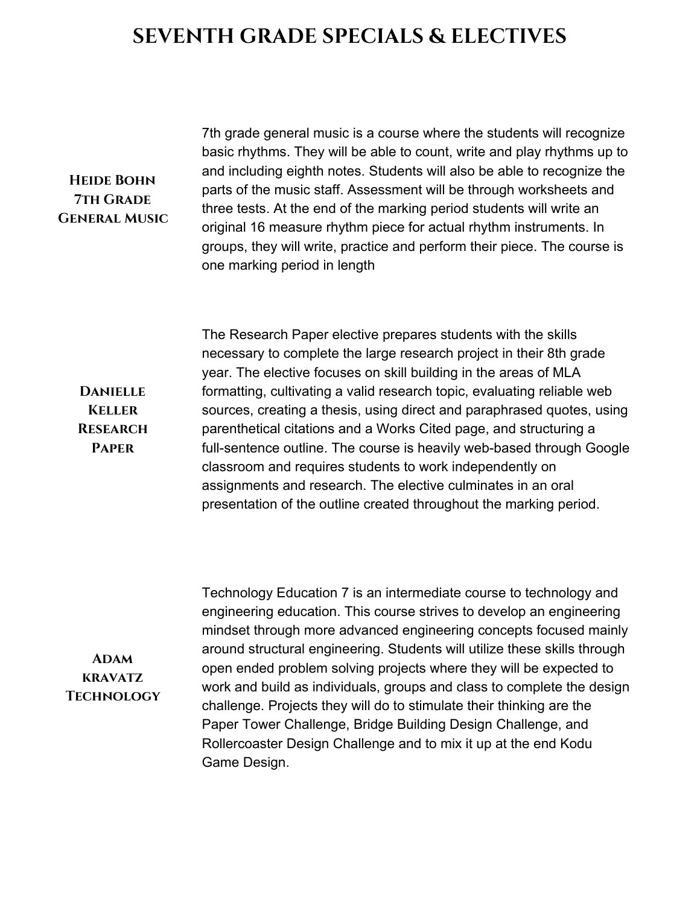# SEVENTH GRADE SPECIALS & ELECTIVES

**Heide Bohn
7th Grade
General Music**

7th grade general music is a course where the students will recognize basic rhythms. They will be able to count, write and play rhythms up to and including eighth notes. Students will also be able to recognize the parts of the music staff. Assessment will be through worksheets and three tests. At the end of the marking period students will write an original 16 measure rhythm piece for actual rhythm instruments. In groups, they will write, practice and perform their piece. The course is one marking period in length

**Danielle
Keller
Research
Paper**

The Research Paper elective prepares students with the skills necessary to complete the large research project in their 8th grade year. The elective focuses on skill building in the areas of MLA formatting, cultivating a valid research topic, evaluating reliable web sources, creating a thesis, using direct and paraphrased quotes, using parenthetical citations and a Works Cited page, and structuring a full-sentence outline. The course is heavily web-based through Google classroom and requires students to work independently on assignments and research. The elective culminates in an oral presentation of the outline created throughout the marking period.

**Adam
kravatz
Technology**

Technology Education 7 is an intermediate course to technology and engineering education. This course strives to develop an engineering mindset through more advanced engineering concepts focused mainly around structural engineering. Students will utilize these skills through open ended problem solving projects where they will be expected to work and build as individuals, groups and class to complete the design challenge. Projects they will do to stimulate their thinking are the Paper Tower Challenge, Bridge Building Design Challenge, and Rollercoaster Design Challenge and to mix it up at the end Kodu Game Design.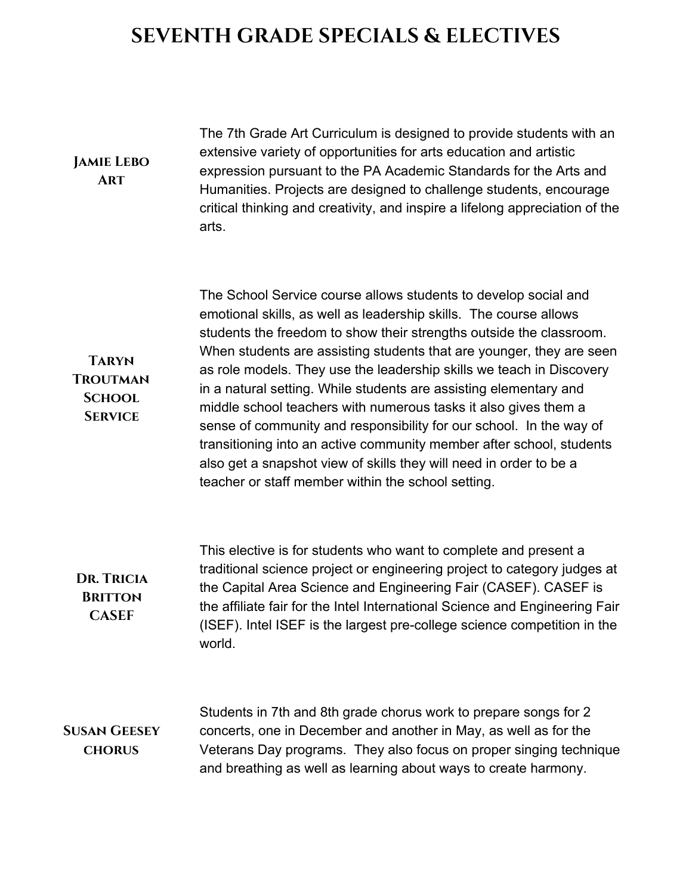# SEVENTH GRADE SPECIALS & ELECTIVES

**Jamie Lebo**
**Art**

The 7th Grade Art Curriculum is designed to provide students with an extensive variety of opportunities for arts education and artistic expression pursuant to the PA Academic Standards for the Arts and Humanities. Projects are designed to challenge students, encourage critical thinking and creativity, and inspire a lifelong appreciation of the arts.

**Taryn Troutman**
**School Service**

The School Service course allows students to develop social and emotional skills, as well as leadership skills. The course allows students the freedom to show their strengths outside the classroom. When students are assisting students that are younger, they are seen as role models. They use the leadership skills we teach in Discovery in a natural setting. While students are assisting elementary and middle school teachers with numerous tasks it also gives them a sense of community and responsibility for our school. In the way of transitioning into an active community member after school, students also get a snapshot view of skills they will need in order to be a teacher or staff member within the school setting.

**Dr. Tricia Britton**
**CASEF**

This elective is for students who want to complete and present a traditional science project or engineering project to category judges at the Capital Area Science and Engineering Fair (CASEF). CASEF is the affiliate fair for the Intel International Science and Engineering Fair (ISEF). Intel ISEF is the largest pre-college science competition in the world.

**Susan Geesey**
**chorus**

Students in 7th and 8th grade chorus work to prepare songs for 2 concerts, one in December and another in May, as well as for the Veterans Day programs. They also focus on proper singing technique and breathing as well as learning about ways to create harmony.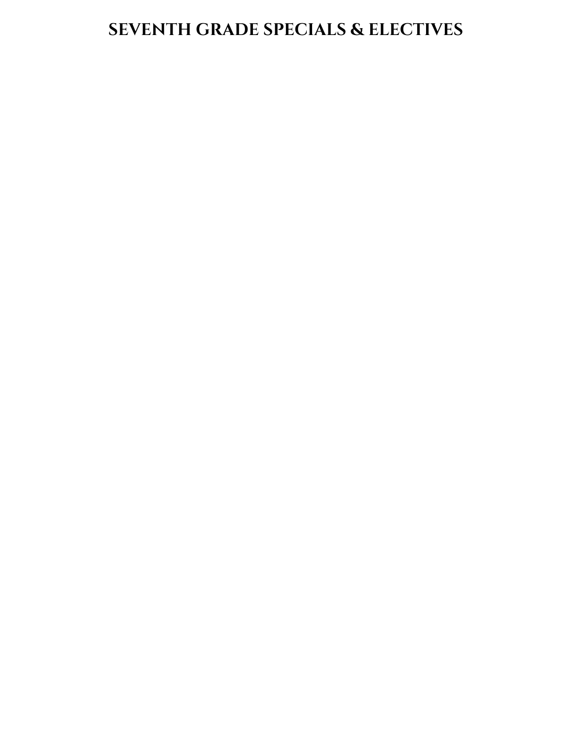# SEVENTH GRADE SPECIALS & ELECTIVES